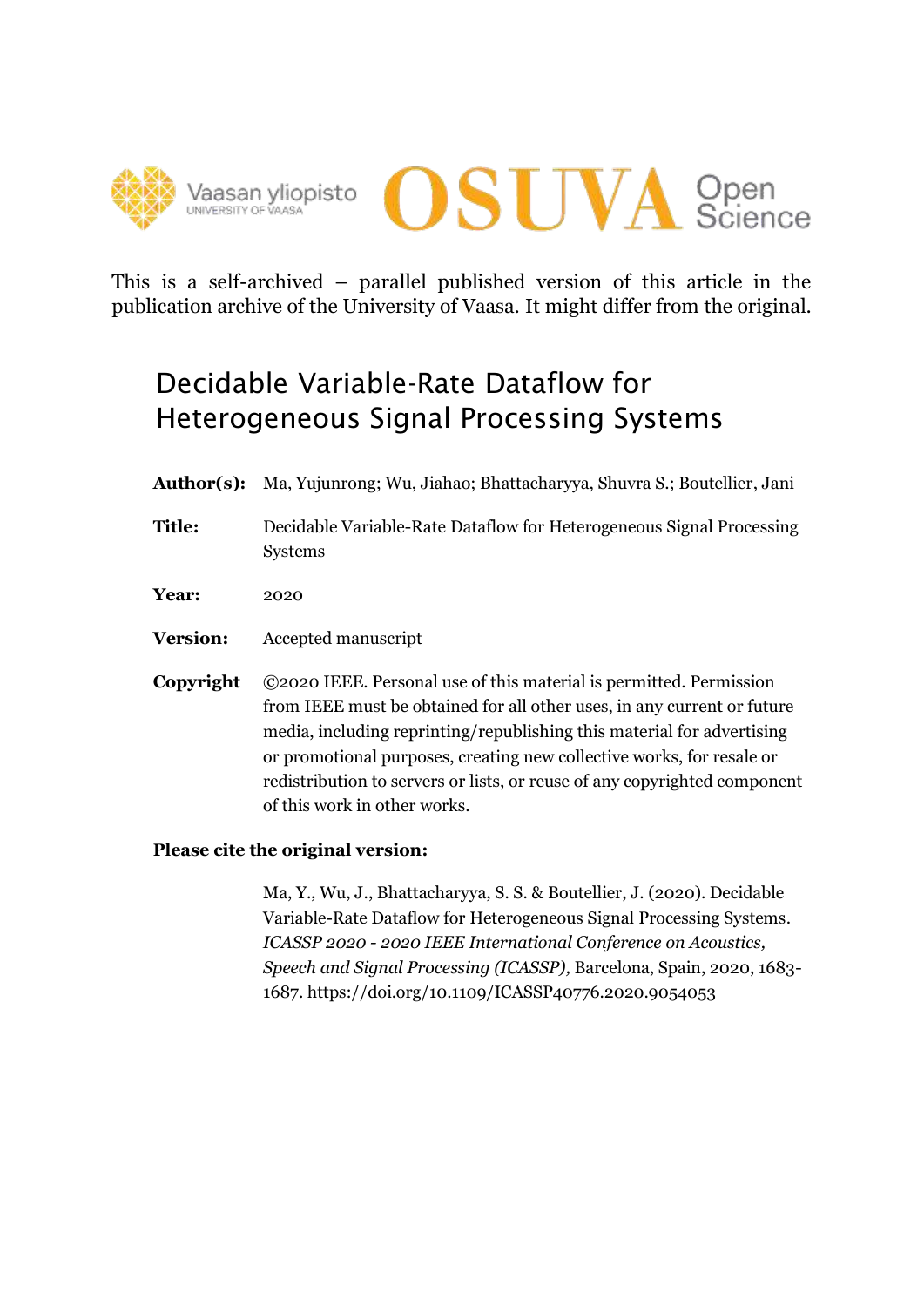Vaasan yliopisto
UNIVERSITY OF VAASA

OSUVA Open Science

This is a self-archived – parallel published version of this article in the publication archive of the University of Vaasa. It might differ from the original.

# Decidable Variable-Rate Dataflow for Heterogeneous Signal Processing Systems

**Author(s):** Ma, Yujunrong; Wu, Jiahao; Bhattacharyya, Shuvra S.; Boutellier, Jani

**Title:** Decidable Variable-Rate Dataflow for Heterogeneous Signal Processing Systems

**Year:** 2020

**Version:** Accepted manuscript

**Copyright** ©2020 IEEE. Personal use of this material is permitted. Permission from IEEE must be obtained for all other uses, in any current or future media, including reprinting/republishing this material for advertising or promotional purposes, creating new collective works, for resale or redistribution to servers or lists, or reuse of any copyrighted component of this work in other works.

**Please cite the original version:**

Ma, Y., Wu, J., Bhattacharyya, S. S. & Boutellier, J. (2020). Decidable Variable-Rate Dataflow for Heterogeneous Signal Processing Systems. *ICASSP 2020 - 2020 IEEE International Conference on Acoustics, Speech and Signal Processing (ICASSP),* Barcelona, Spain, 2020, 1683-1687. https://doi.org/10.1109/ICASSP40776.2020.9054053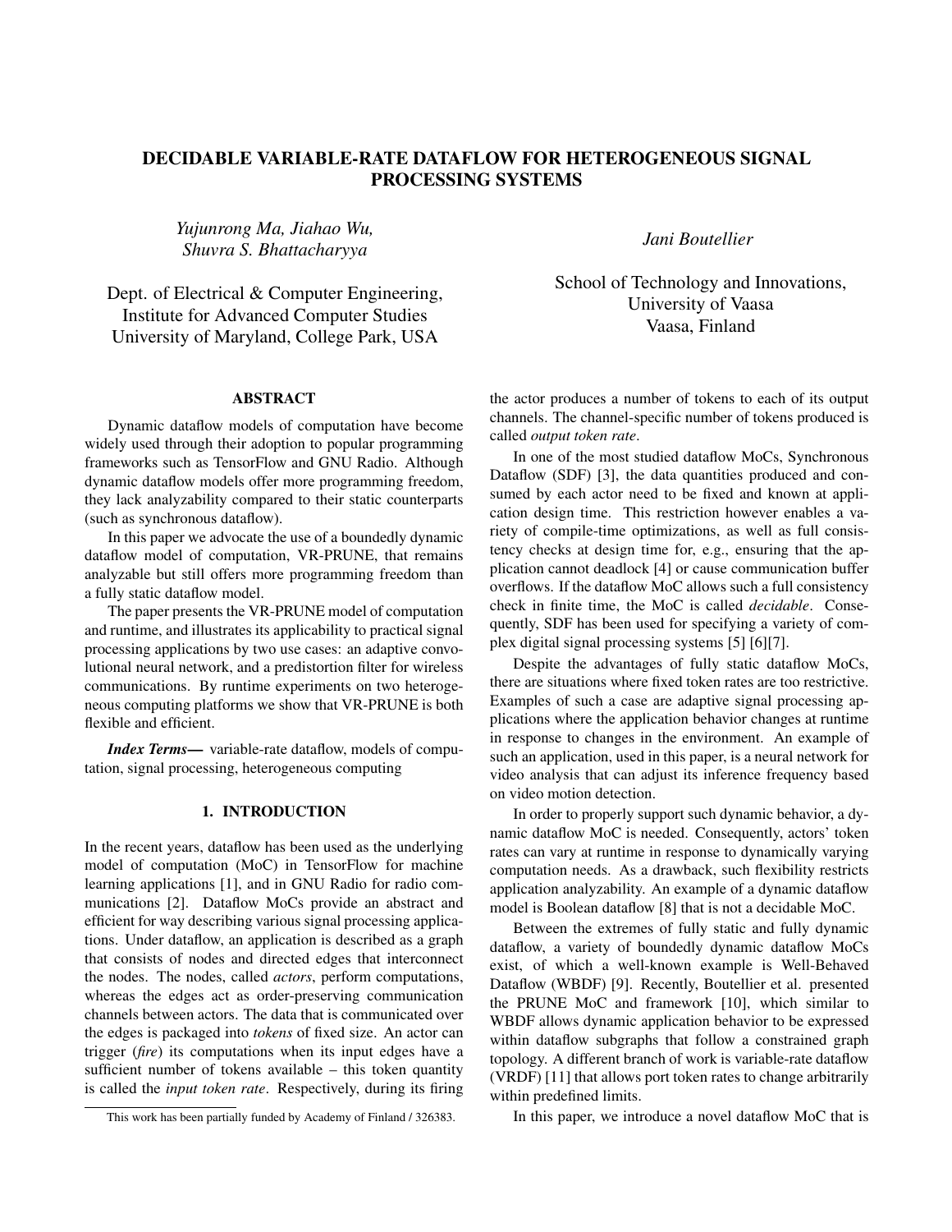# DECIDABLE VARIABLE-RATE DATAFLOW FOR HETEROGENEOUS SIGNAL PROCESSING SYSTEMS

*Yujunrong Ma, Jiahao Wu, Shuvra S. Bhattacharyya*

Dept. of Electrical & Computer Engineering,
Institute for Advanced Computer Studies
University of Maryland, College Park, USA

*Jani Boutellier*

School of Technology and Innovations,
University of Vaasa
Vaasa, Finland

## ABSTRACT

Dynamic dataflow models of computation have become widely used through their adoption to popular programming frameworks such as TensorFlow and GNU Radio. Although dynamic dataflow models offer more programming freedom, they lack analyzability compared to their static counterparts (such as synchronous dataflow).

In this paper we advocate the use of a boundedly dynamic dataflow model of computation, VR-PRUNE, that remains analyzable but still offers more programming freedom than a fully static dataflow model.

The paper presents the VR-PRUNE model of computation and runtime, and illustrates its applicability to practical signal processing applications by two use cases: an adaptive convolutional neural network, and a predistortion filter for wireless communications. By runtime experiments on two heterogeneous computing platforms we show that VR-PRUNE is both flexible and efficient.

***Index Terms*—** variable-rate dataflow, models of computation, signal processing, heterogeneous computing

## 1. INTRODUCTION

In the recent years, dataflow has been used as the underlying model of computation (MoC) in TensorFlow for machine learning applications [1], and in GNU Radio for radio communications [2]. Dataflow MoCs provide an abstract and efficient for way describing various signal processing applications. Under dataflow, an application is described as a graph that consists of nodes and directed edges that interconnect the nodes. The nodes, called *actors*, perform computations, whereas the edges act as order-preserving communication channels between actors. The data that is communicated over the edges is packaged into *tokens* of fixed size. An actor can trigger (*fire*) its computations when its input edges have a sufficient number of tokens available – this token quantity is called the *input token rate*. Respectively, during its firing the actor produces a number of tokens to each of its output channels. The channel-specific number of tokens produced is called *output token rate*.

In one of the most studied dataflow MoCs, Synchronous Dataflow (SDF) [3], the data quantities produced and consumed by each actor need to be fixed and known at application design time. This restriction however enables a variety of compile-time optimizations, as well as full consistency checks at design time for, e.g., ensuring that the application cannot deadlock [4] or cause communication buffer overflows. If the dataflow MoC allows such a full consistency check in finite time, the MoC is called *decidable*. Consequently, SDF has been used for specifying a variety of complex digital signal processing systems [5] [6][7].

Despite the advantages of fully static dataflow MoCs, there are situations where fixed token rates are too restrictive. Examples of such a case are adaptive signal processing applications where the application behavior changes at runtime in response to changes in the environment. An example of such an application, used in this paper, is a neural network for video analysis that can adjust its inference frequency based on video motion detection.

In order to properly support such dynamic behavior, a dynamic dataflow MoC is needed. Consequently, actors' token rates can vary at runtime in response to dynamically varying computation needs. As a drawback, such flexibility restricts application analyzability. An example of a dynamic dataflow model is Boolean dataflow [8] that is not a decidable MoC.

Between the extremes of fully static and fully dynamic dataflow, a variety of boundedly dynamic dataflow MoCs exist, of which a well-known example is Well-Behaved Dataflow (WBDF) [9]. Recently, Boutellier et al. presented the PRUNE MoC and framework [10], which similar to WBDF allows dynamic application behavior to be expressed within dataflow subgraphs that follow a constrained graph topology. A different branch of work is variable-rate dataflow (VRDF) [11] that allows port token rates to change arbitrarily within predefined limits.

In this paper, we introduce a novel dataflow MoC that is

This work has been partially funded by Academy of Finland / 326383.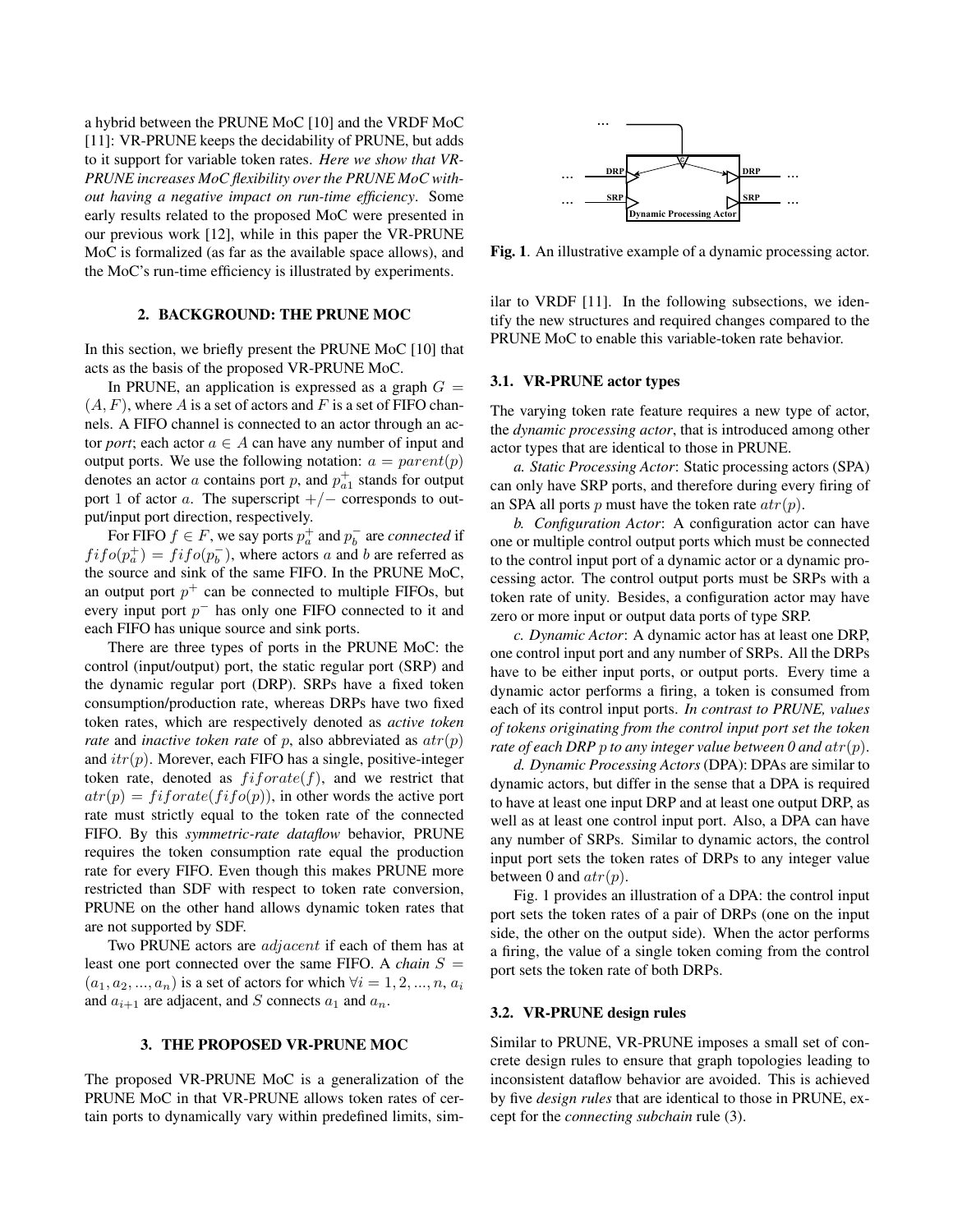a hybrid between the PRUNE MoC [10] and the VRDF MoC [11]: VR-PRUNE keeps the decidability of PRUNE, but adds to it support for variable token rates. *Here we show that VR-PRUNE increases MoC flexibility over the PRUNE MoC without having a negative impact on run-time efficiency*. Some early results related to the proposed MoC were presented in our previous work [12], while in this paper the VR-PRUNE MoC is formalized (as far as the available space allows), and the MoC's run-time efficiency is illustrated by experiments.

## 2. BACKGROUND: THE PRUNE MOC

In this section, we briefly present the PRUNE MoC [10] that acts as the basis of the proposed VR-PRUNE MoC.

In PRUNE, an application is expressed as a graph $G = (A, F)$, where $A$ is a set of actors and $F$ is a set of FIFO channels. A FIFO channel is connected to an actor through an actor *port*; each actor $a \in A$ can have any number of input and output ports. We use the following notation: $a = parent(p)$ denotes an actor $a$ contains port $p$, and $p^+_{a1}$ stands for output port 1 of actor $a$. The superscript $+/-$ corresponds to output/input port direction, respectively.

For FIFO $f \in F$, we say ports $p^+_a$ and $p^-_b$ are *connected* if $fifo(p^+_a) = fifo(p^-_b)$, where actors $a$ and $b$ are referred as the source and sink of the same FIFO. In the PRUNE MoC, an output port $p^+$ can be connected to multiple FIFOs, but every input port $p^-$ has only one FIFO connected to it and each FIFO has unique source and sink ports.

There are three types of ports in the PRUNE MoC: the control (input/output) port, the static regular port (SRP) and the dynamic regular port (DRP). SRPs have a fixed token consumption/production rate, whereas DRPs have two fixed token rates, which are respectively denoted as *active token rate* and *inactive token rate* of $p$, also abbreviated as $atr(p)$ and $itr(p)$. Morever, each FIFO has a single, positive-integer token rate, denoted as $fiforate(f)$, and we restrict that $atr(p) = fiforate(fifo(p))$, in other words the active port rate must strictly equal to the token rate of the connected FIFO. By this *symmetric-rate dataflow* behavior, PRUNE requires the token consumption rate equal the production rate for every FIFO. Even though this makes PRUNE more restricted than SDF with respect to token rate conversion, PRUNE on the other hand allows dynamic token rates that are not supported by SDF.

Two PRUNE actors are $adjacent$ if each of them has at least one port connected over the same FIFO. A *chain* $S = (a_1, a_2, ..., a_n)$ is a set of actors for which $\forall i = 1, 2, ..., n$, $a_i$ and $a_{i+1}$ are adjacent, and $S$ connects $a_1$ and $a_n$.

## 3. THE PROPOSED VR-PRUNE MOC

The proposed VR-PRUNE MoC is a generalization of the PRUNE MoC in that VR-PRUNE allows token rates of certain ports to dynamically vary within predefined limits, similar to VRDF [11]. In the following subsections, we identify the new structures and required changes compared to the PRUNE MoC to enable this variable-token rate behavior.

...
DRP
DRP
SRP
SRP
Dynamic Processing Actor

**Fig. 1**. An illustrative example of a dynamic processing actor.

### 3.1. VR-PRUNE actor types

The varying token rate feature requires a new type of actor, the *dynamic processing actor*, that is introduced among other actor types that are identical to those in PRUNE.

*a. Static Processing Actor*: Static processing actors (SPA) can only have SRP ports, and therefore during every firing of an SPA all ports $p$ must have the token rate $atr(p)$.

*b. Configuration Actor*: A configuration actor can have one or multiple control output ports which must be connected to the control input port of a dynamic actor or a dynamic processing actor. The control output ports must be SRPs with a token rate of unity. Besides, a configuration actor may have zero or more input or output data ports of type SRP.

*c. Dynamic Actor*: A dynamic actor has at least one DRP, one control input port and any number of SRPs. All the DRPs have to be either input ports, or output ports. Every time a dynamic actor performs a firing, a token is consumed from each of its control input ports. *In contrast to PRUNE, values of tokens originating from the control input port set the token rate of each DRP $p$ to any integer value between 0 and $atr(p)$*.

*d. Dynamic Processing Actors* (DPA): DPAs are similar to dynamic actors, but differ in the sense that a DPA is required to have at least one input DRP and at least one output DRP, as well as at least one control input port. Also, a DPA can have any number of SRPs. Similar to dynamic actors, the control input port sets the token rates of DRPs to any integer value between 0 and $atr(p)$.

Fig. 1 provides an illustration of a DPA: the control input port sets the token rates of a pair of DRPs (one on the input side, the other on the output side). When the actor performs a firing, the value of a single token coming from the control port sets the token rate of both DRPs.

### 3.2. VR-PRUNE design rules

Similar to PRUNE, VR-PRUNE imposes a small set of concrete design rules to ensure that graph topologies leading to inconsistent dataflow behavior are avoided. This is achieved by five *design rules* that are identical to those in PRUNE, except for the *connecting subchain* rule (3).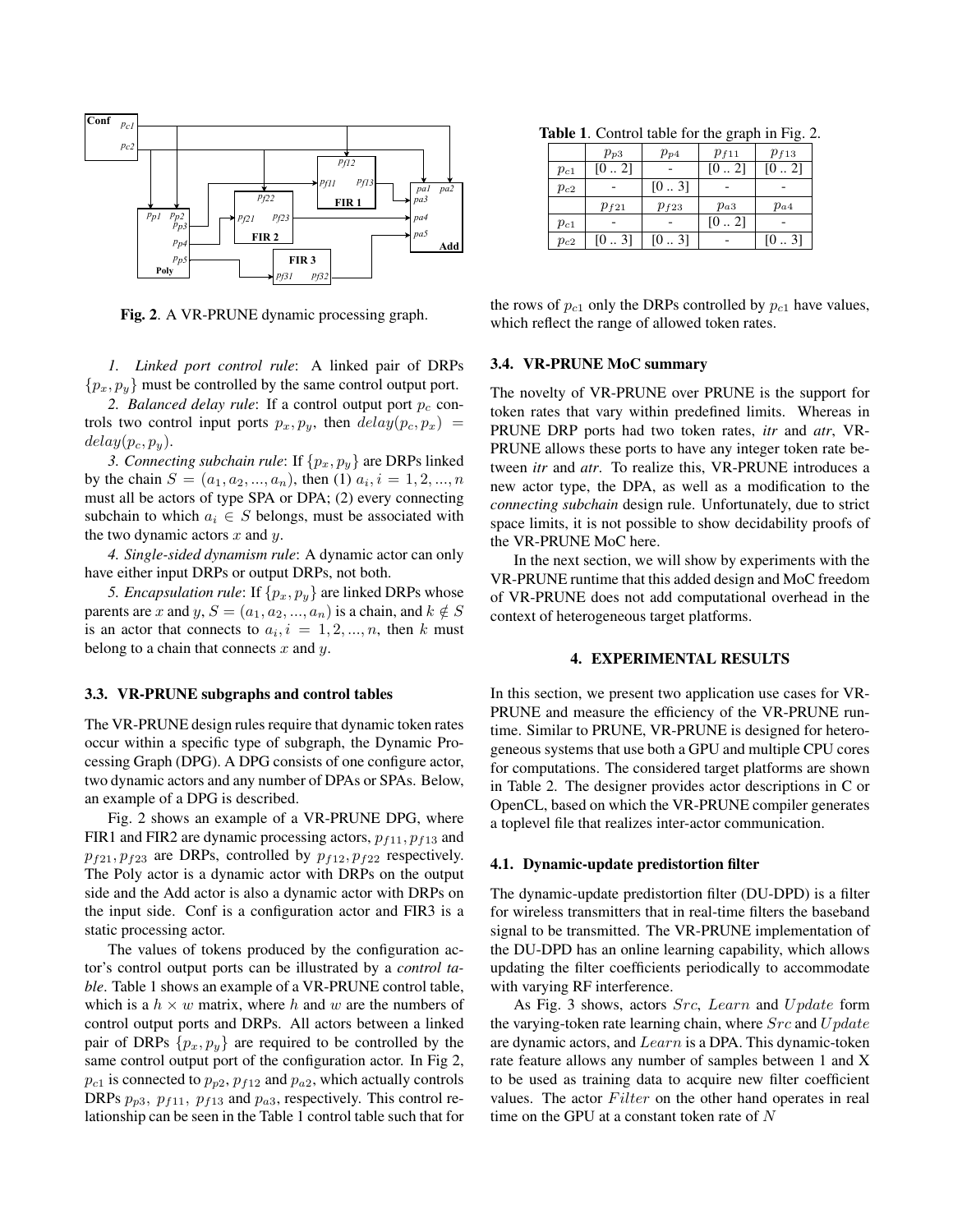Fig. 2. A VR-PRUNE dynamic processing graph.

*1. Linked port control rule*: A linked pair of DRPs $\{p_x, p_y\}$ must be controlled by the same control output port.

*2. Balanced delay rule*: If a control output port $p_c$ controls two control input ports $p_x, p_y$, then $delay(p_c, p_x) = delay(p_c, p_y)$.

*3. Connecting subchain rule*: If $\{p_x, p_y\}$ are DRPs linked by the chain $S = (a_1, a_2, ..., a_n)$, then (1) $a_i, i = 1, 2, ..., n$ must all be actors of type SPA or DPA; (2) every connecting subchain to which $a_i \in S$ belongs, must be associated with the two dynamic actors $x$ and $y$.

*4. Single-sided dynamism rule*: A dynamic actor can only have either input DRPs or output DRPs, not both.

*5. Encapsulation rule*: If $\{p_x, p_y\}$ are linked DRPs whose parents are $x$ and $y$, $S = (a_1, a_2, ..., a_n)$ is a chain, and $k \notin S$ is an actor that connects to $a_i, i = 1, 2, ..., n$, then $k$ must belong to a chain that connects $x$ and $y$.

### 3.3. VR-PRUNE subgraphs and control tables

The VR-PRUNE design rules require that dynamic token rates occur within a specific type of subgraph, the Dynamic Processing Graph (DPG). A DPG consists of one configure actor, two dynamic actors and any number of DPAs or SPAs. Below, an example of a DPG is described.

Fig. 2 shows an example of a VR-PRUNE DPG, where FIR1 and FIR2 are dynamic processing actors, $p_{f11}, p_{f13}$ and $p_{f21}, p_{f23}$ are DRPs, controlled by $p_{f12}, p_{f22}$ respectively. The Poly actor is a dynamic actor with DRPs on the output side and the Add actor is also a dynamic actor with DRPs on the input side. Conf is a configuration actor and FIR3 is a static processing actor.

The values of tokens produced by the configuration actor's control output ports can be illustrated by a *control table*. Table 1 shows an example of a VR-PRUNE control table, which is a $h \times w$ matrix, where $h$ and $w$ are the numbers of control output ports and DRPs. All actors between a linked pair of DRPs $\{p_x, p_y\}$ are required to be controlled by the same control output port of the configuration actor. In Fig 2, $p_{c1}$ is connected to $p_{p2}, p_{f12}$ and $p_{a2}$, which actually controls DRPs $p_{p3}$, $p_{f11}$, $p_{f13}$ and $p_{a3}$, respectively. This control relationship can be seen in the Table 1 control table such that for the rows of $p_{c1}$ only the DRPs controlled by $p_{c1}$ have values, which reflect the range of allowed token rates.

**Table 1.** Control table for the graph in Fig. 2.

| | $p_{p3}$ | $p_{p4}$ | $p_{f11}$ | $p_{f13}$ |
|---|---|---|---|---|
| $p_{c1}$ | [0 .. 2] | - | [0 .. 2] | [0 .. 2] |
| $p_{c2}$ | - | [0 .. 3] | - | - |
| | $p_{f21}$ | $p_{f23}$ | $p_{a3}$ | $p_{a4}$ |
| $p_{c1}$ | - | - | [0 .. 2] | - |
| $p_{c2}$ | [0 .. 3] | [0 .. 3] | - | [0 .. 3] |

### 3.4. VR-PRUNE MoC summary

The novelty of VR-PRUNE over PRUNE is the support for token rates that vary within predefined limits. Whereas in PRUNE DRP ports had two token rates, *itr* and *atr*, VR-PRUNE allows these ports to have any integer token rate between *itr* and *atr*. To realize this, VR-PRUNE introduces a new actor type, the DPA, as well as a modification to the *connecting subchain* design rule. Unfortunately, due to strict space limits, it is not possible to show decidability proofs of the VR-PRUNE MoC here.

In the next section, we will show by experiments with the VR-PRUNE runtime that this added design and MoC freedom of VR-PRUNE does not add computational overhead in the context of heterogeneous target platforms.

## 4. EXPERIMENTAL RESULTS

In this section, we present two application use cases for VR-PRUNE and measure the efficiency of the VR-PRUNE runtime. Similar to PRUNE, VR-PRUNE is designed for heterogeneous systems that use both a GPU and multiple CPU cores for computations. The considered target platforms are shown in Table 2. The designer provides actor descriptions in C or OpenCL, based on which the VR-PRUNE compiler generates a toplevel file that realizes inter-actor communication.

### 4.1. Dynamic-update predistortion filter

The dynamic-update predistortion filter (DU-DPD) is a filter for wireless transmitters that in real-time filters the baseband signal to be transmitted. The VR-PRUNE implementation of the DU-DPD has an online learning capability, which allows updating the filter coefficients periodically to accommodate with varying RF interference.

As Fig. 3 shows, actors $Src$, $Learn$ and $Update$ form the varying-token rate learning chain, where $Src$ and $Update$ are dynamic actors, and $Learn$ is a DPA. This dynamic-token rate feature allows any number of samples between 1 and X to be used as training data to acquire new filter coefficient values. The actor $Filter$ on the other hand operates in real time on the GPU at a constant token rate of $N$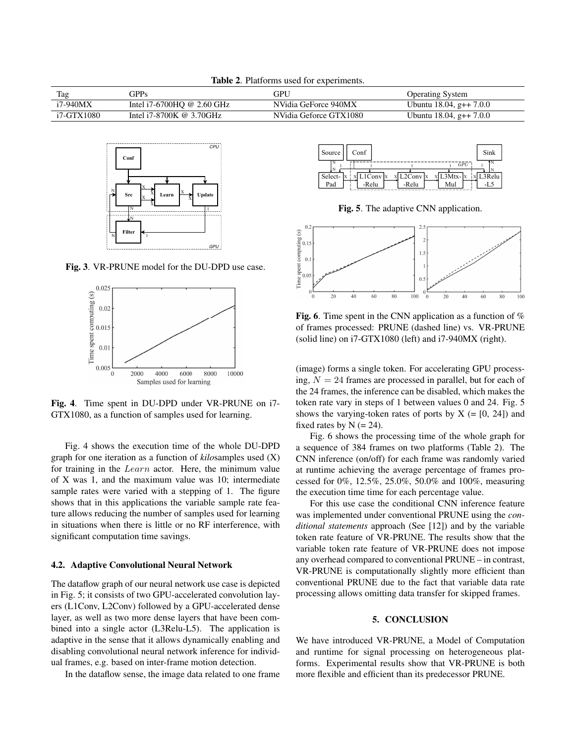**Table 2**. Platforms used for experiments.

| Tag | GPPs | GPU | Operating System |
|---|---|---|---|
| i7-940MX | Intel i7-6700HQ @ 2.60 GHz | NVidia GeForce 940MX | Ubuntu 18.04, g++ 7.0.0 |
| i7-GTX1080 | Intel i7-8700K @ 3.70GHz | NVidia Geforce GTX1080 | Ubuntu 18.04, g++ 7.0.0 |

**Fig. 3**. VR-PRUNE model for the DU-DPD use case.

**Fig. 4**. Time spent in DU-DPD under VR-PRUNE on i7-GTX1080, as a function of samples used for learning.

Fig. 4 shows the execution time of the whole DU-DPD graph for one iteration as a function of *kilo*samples used (X) for training in the $Learn$ actor. Here, the minimum value of X was 1, and the maximum value was 10; intermediate sample rates were varied with a stepping of 1. The figure shows that in this applications the variable sample rate feature allows reducing the number of samples used for learning in situations when there is little or no RF interference, with significant computation time savings.

### 4.2. Adaptive Convolutional Neural Network

The dataflow graph of our neural network use case is depicted in Fig. 5; it consists of two GPU-accelerated convolution layers (L1Conv, L2Conv) followed by a GPU-accelerated dense layer, as well as two more dense layers that have been combined into a single actor (L3Relu-L5). The application is adaptive in the sense that it allows dynamically enabling and disabling convolutional neural network inference for individual frames, e.g. based on inter-frame motion detection.

In the dataflow sense, the image data related to one frame (image) forms a single token. For accelerating GPU processing, $N = 24$ frames are processed in parallel, but for each of the 24 frames, the inference can be disabled, which makes the token rate vary in steps of 1 between values 0 and 24. Fig. 5 shows the varying-token rates of ports by X (= [0, 24]) and fixed rates by N (= 24).

**Fig. 5**. The adaptive CNN application.

**Fig. 6**. Time spent in the CNN application as a function of % of frames processed: PRUNE (dashed line) vs. VR-PRUNE (solid line) on i7-GTX1080 (left) and i7-940MX (right).

Fig. 6 shows the processing time of the whole graph for a sequence of 384 frames on two platforms (Table 2). The CNN inference (on/off) for each frame was randomly varied at runtime achieving the average percentage of frames processed for 0%, 12.5%, 25.0%, 50.0% and 100%, measuring the execution time time for each percentage value.

For this use case the conditional CNN inference feature was implemented under conventional PRUNE using the *conditional statements* approach (See [12]) and by the variable token rate feature of VR-PRUNE. The results show that the variable token rate feature of VR-PRUNE does not impose any overhead compared to conventional PRUNE – in contrast, VR-PRUNE is computationally slightly more efficient than conventional PRUNE due to the fact that variable data rate processing allows omitting data transfer for skipped frames.

## 5. CONCLUSION

We have introduced VR-PRUNE, a Model of Computation and runtime for signal processing on heterogeneous platforms. Experimental results show that VR-PRUNE is both more flexible and efficient than its predecessor PRUNE.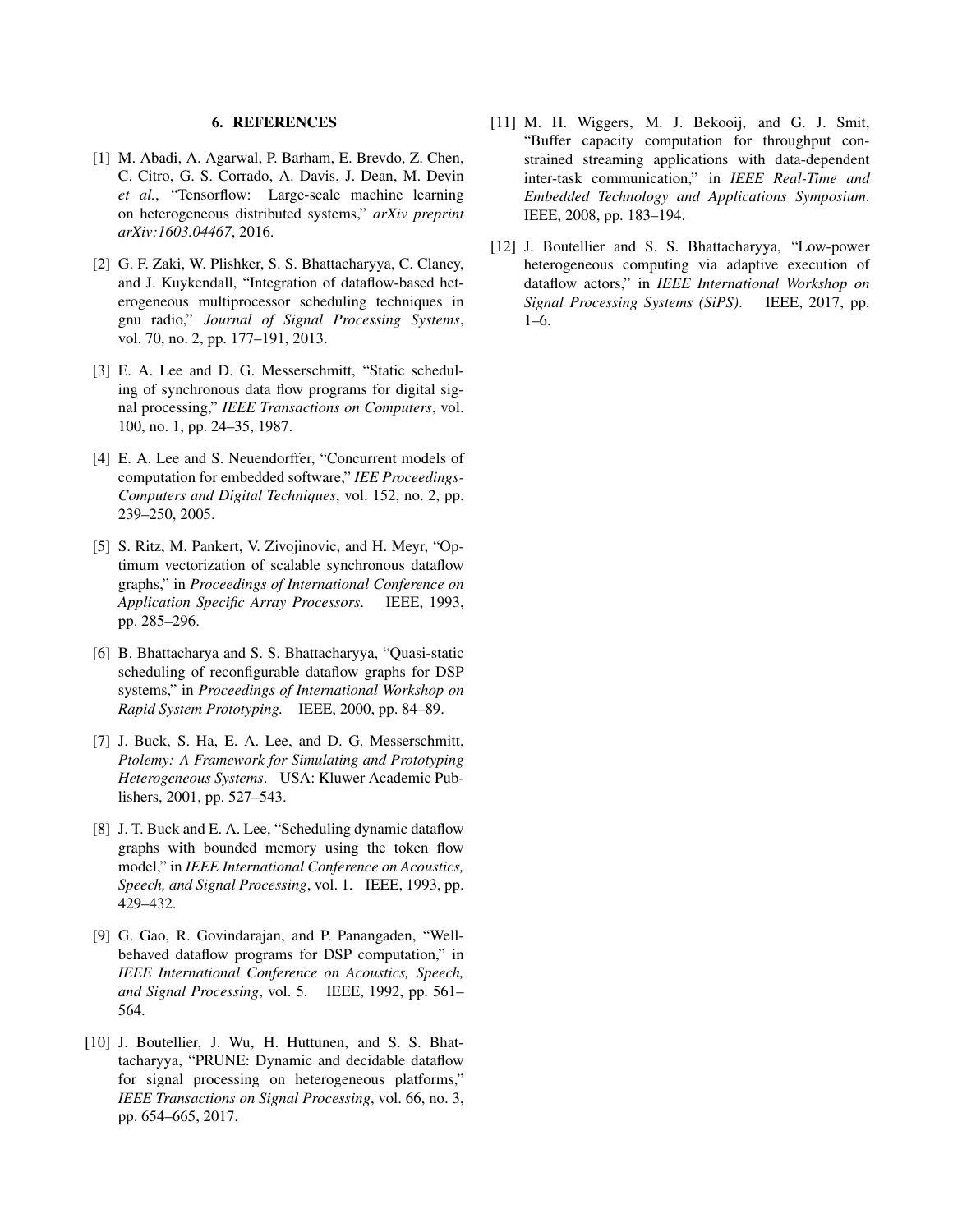## 6. REFERENCES

[1] M. Abadi, A. Agarwal, P. Barham, E. Brevdo, Z. Chen, C. Citro, G. S. Corrado, A. Davis, J. Dean, M. Devin *et al.*, "Tensorflow: Large-scale machine learning on heterogeneous distributed systems," *arXiv preprint arXiv:1603.04467*, 2016.

[2] G. F. Zaki, W. Plishker, S. S. Bhattacharyya, C. Clancy, and J. Kuykendall, "Integration of dataflow-based heterogeneous multiprocessor scheduling techniques in gnu radio," *Journal of Signal Processing Systems*, vol. 70, no. 2, pp. 177–191, 2013.

[3] E. A. Lee and D. G. Messerschmitt, "Static scheduling of synchronous data flow programs for digital signal processing," *IEEE Transactions on Computers*, vol. 100, no. 1, pp. 24–35, 1987.

[4] E. A. Lee and S. Neuendorffer, "Concurrent models of computation for embedded software," *IEE Proceedings-Computers and Digital Techniques*, vol. 152, no. 2, pp. 239–250, 2005.

[5] S. Ritz, M. Pankert, V. Zivojinovic, and H. Meyr, "Optimum vectorization of scalable synchronous dataflow graphs," in *Proceedings of International Conference on Application Specific Array Processors*. IEEE, 1993, pp. 285–296.

[6] B. Bhattacharya and S. S. Bhattacharyya, "Quasi-static scheduling of reconfigurable dataflow graphs for DSP systems," in *Proceedings of International Workshop on Rapid System Prototyping.* IEEE, 2000, pp. 84–89.

[7] J. Buck, S. Ha, E. A. Lee, and D. G. Messerschmitt, *Ptolemy: A Framework for Simulating and Prototyping Heterogeneous Systems*. USA: Kluwer Academic Publishers, 2001, pp. 527–543.

[8] J. T. Buck and E. A. Lee, "Scheduling dynamic dataflow graphs with bounded memory using the token flow model," in *IEEE International Conference on Acoustics, Speech, and Signal Processing*, vol. 1. IEEE, 1993, pp. 429–432.

[9] G. Gao, R. Govindarajan, and P. Panangaden, "Well-behaved dataflow programs for DSP computation," in *IEEE International Conference on Acoustics, Speech, and Signal Processing*, vol. 5. IEEE, 1992, pp. 561–564.

[10] J. Boutellier, J. Wu, H. Huttunen, and S. S. Bhattacharyya, "PRUNE: Dynamic and decidable dataflow for signal processing on heterogeneous platforms," *IEEE Transactions on Signal Processing*, vol. 66, no. 3, pp. 654–665, 2017.

[11] M. H. Wiggers, M. J. Bekooij, and G. J. Smit, "Buffer capacity computation for throughput constrained streaming applications with data-dependent inter-task communication," in *IEEE Real-Time and Embedded Technology and Applications Symposium*. IEEE, 2008, pp. 183–194.

[12] J. Boutellier and S. S. Bhattacharyya, "Low-power heterogeneous computing via adaptive execution of dataflow actors," in *IEEE International Workshop on Signal Processing Systems (SiPS)*. IEEE, 2017, pp. 1–6.